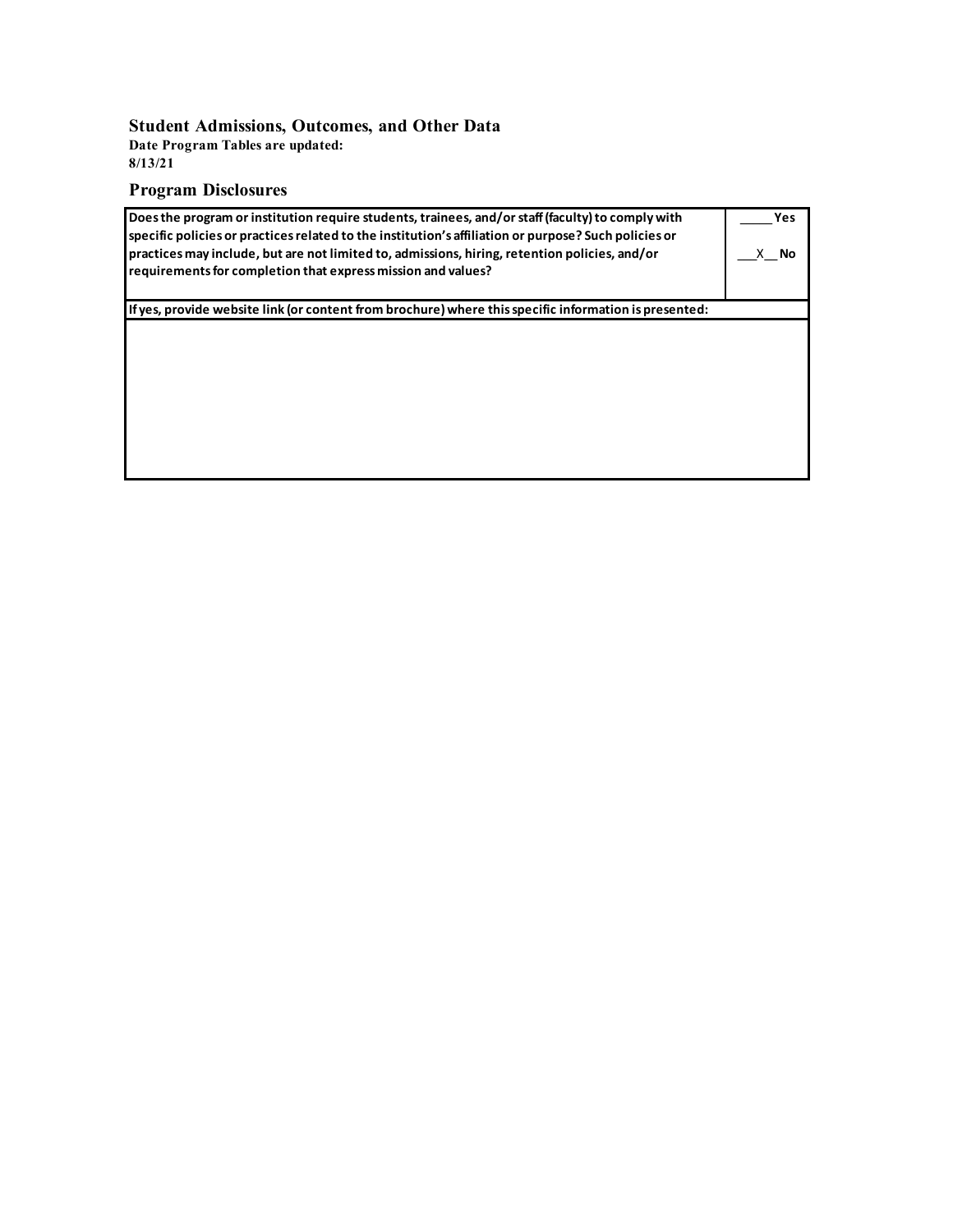## Student Admissions, Outcomes, and Other Data

**Date Program Tables are updated:**
**8/13/21**

## Program Disclosures

| Does the program or institution require students, trainees, and/or staff (faculty) to comply with specific policies or practices related to the institution's affiliation or purpose? Such policies or practices may include, but are not limited to, admissions, hiring, retention policies, and/or requirements for completion that express mission and values? | _____ Yes<br><br>___X__ No |
|---|---|
| **If yes, provide website link (or content from brochure) where this specific information is presented:** | |
| | |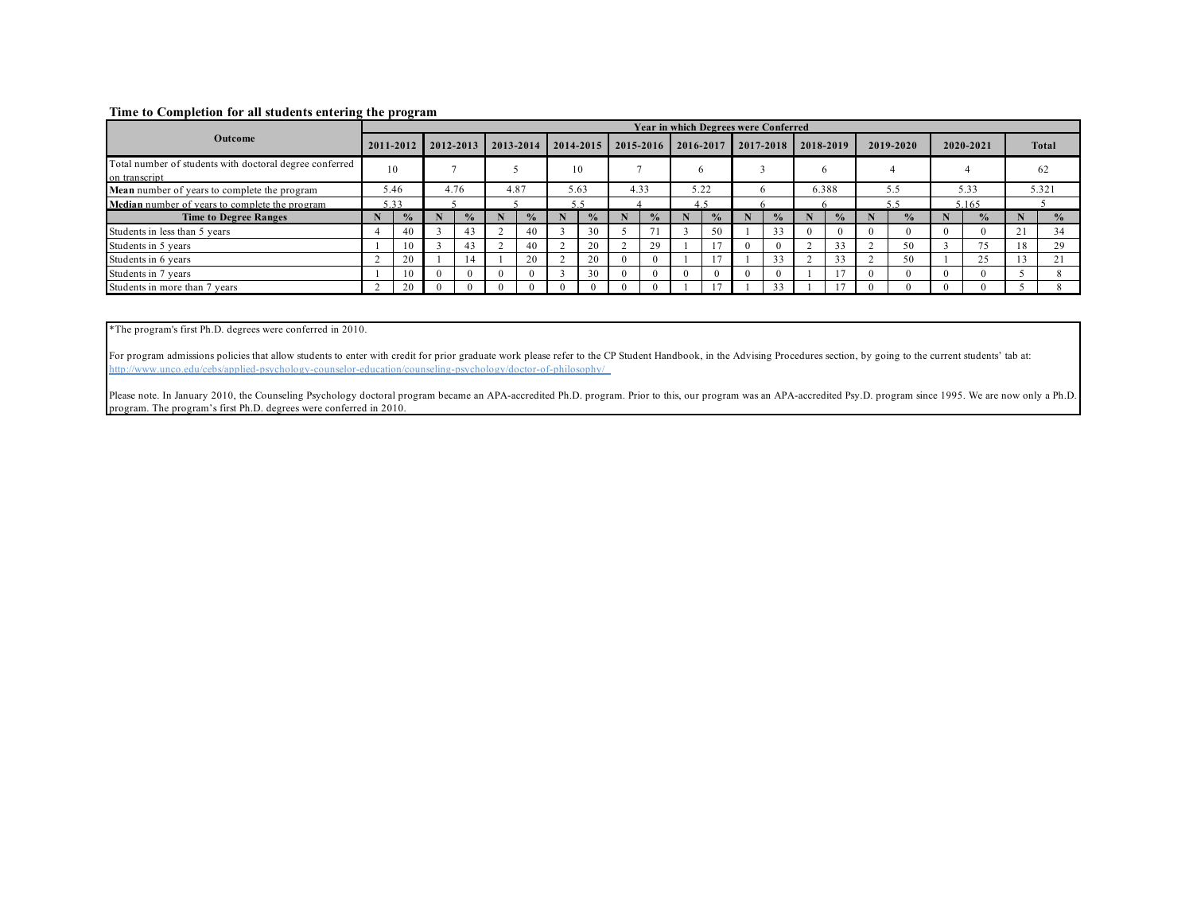**Time to Completion for all students entering the program**

| Outcome | Year in which Degrees were Conferred | | | | | | | | | | | | | | | | | | | | | |
|---|---|---|---|---|---|---|---|---|---|---|---|---|---|---|---|---|---|---|---|---|---|---|
| | 2011-2012 | | 2012-2013 | | 2013-2014 | | 2014-2015 | | 2015-2016 | | 2016-2017 | | 2017-2018 | | 2018-2019 | | 2019-2020 | | 2020-2021 | | Total | |
| Total number of students with doctoral degree conferred on transcript | 10 | | 7 | | 5 | | 10 | | 7 | | 6 | | 3 | | 6 | | 4 | | 4 | | 62 | |
| **Mean** number of years to complete the program | 5.46 | | 4.76 | | 4.87 | | 5.63 | | 4.33 | | 5.22 | | 6 | | 6.388 | | 5.5 | | 5.33 | | 5.321 | |
| **Median** number of years to complete the program | 5.33 | | 5 | | 5 | | 5.5 | | 4 | | 4.5 | | 6 | | 6 | | 5.5 | | 5.165 | | 5 | |
| **Time to Degree Ranges** | N | % | N | % | N | % | N | % | N | % | N | % | N | % | N | % | N | % | N | % | N | % |
| Students in less than 5 years | 4 | 40 | 3 | 43 | 2 | 40 | 3 | 30 | 5 | 71 | 3 | 50 | 1 | 33 | 0 | 0 | 0 | 0 | 0 | 0 | 21 | 34 |
| Students in 5 years | 1 | 10 | 3 | 43 | 2 | 40 | 2 | 20 | 2 | 29 | 1 | 17 | 0 | 0 | 2 | 33 | 2 | 50 | 3 | 75 | 18 | 29 |
| Students in 6 years | 2 | 20 | 1 | 14 | 1 | 20 | 2 | 20 | 0 | 0 | 1 | 17 | 1 | 33 | 2 | 33 | 2 | 50 | 1 | 25 | 13 | 21 |
| Students in 7 years | 1 | 10 | 0 | 0 | 0 | 0 | 3 | 30 | 0 | 0 | 0 | 0 | 0 | 0 | 1 | 17 | 0 | 0 | 0 | 0 | 5 | 8 |
| Students in more than 7 years | 2 | 20 | 0 | 0 | 0 | 0 | 0 | 0 | 0 | 0 | 1 | 17 | 1 | 33 | 1 | 17 | 0 | 0 | 0 | 0 | 5 | 8 |

*The program's first Ph.D. degrees were conferred in 2010.

For program admissions policies that allow students to enter with credit for prior graduate work please refer to the CP Student Handbook, in the Advising Procedures section, by going to the current students' tab at: http://www.unco.edu/cebs/applied-psychology-counselor-education/counseling-psychology/doctor-of-philosophy/

Please note. In January 2010, the Counseling Psychology doctoral program became an APA-accredited Ph.D. program. Prior to this, our program was an APA-accredited Psy.D. program since 1995. We are now only a Ph.D. program. The program's first Ph.D. degrees were conferred in 2010.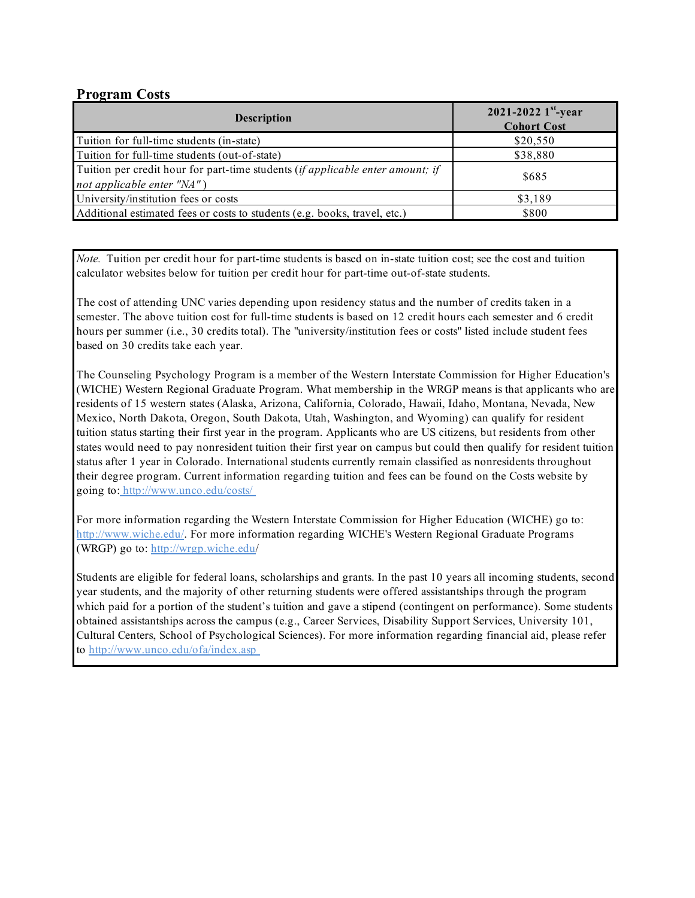## Program Costs

| Description | 2021-2022 1st-year Cohort Cost |
|---|---|
| Tuition for full-time students (in-state) | $20,550 |
| Tuition for full-time students (out-of-state) | $38,880 |
| Tuition per credit hour for part-time students (*if applicable enter amount; if not applicable enter "NA"*) | $685 |
| University/institution fees or costs | $3,189 |
| Additional estimated fees or costs to students (e.g. books, travel, etc.) | $800 |

*Note.* Tuition per credit hour for part-time students is based on in-state tuition cost; see the cost and tuition calculator websites below for tuition per credit hour for part-time out-of-state students.

The cost of attending UNC varies depending upon residency status and the number of credits taken in a semester. The above tuition cost for full-time students is based on 12 credit hours each semester and 6 credit hours per summer (i.e., 30 credits total). The "university/institution fees or costs" listed include student fees based on 30 credits take each year.

The Counseling Psychology Program is a member of the Western Interstate Commission for Higher Education's (WICHE) Western Regional Graduate Program. What membership in the WRGP means is that applicants who are residents of 15 western states (Alaska, Arizona, California, Colorado, Hawaii, Idaho, Montana, Nevada, New Mexico, North Dakota, Oregon, South Dakota, Utah, Washington, and Wyoming) can qualify for resident tuition status starting their first year in the program. Applicants who are US citizens, but residents from other states would need to pay nonresident tuition their first year on campus but could then qualify for resident tuition status after 1 year in Colorado. International students currently remain classified as nonresidents throughout their degree program. Current information regarding tuition and fees can be found on the Costs website by going to: http://www.unco.edu/costs/

For more information regarding the Western Interstate Commission for Higher Education (WICHE) go to: http://www.wiche.edu/. For more information regarding WICHE's Western Regional Graduate Programs (WRGP) go to: http://wrgp.wiche.edu/

Students are eligible for federal loans, scholarships and grants. In the past 10 years all incoming students, second year students, and the majority of other returning students were offered assistantships through the program which paid for a portion of the student's tuition and gave a stipend (contingent on performance). Some students obtained assistantships across the campus (e.g., Career Services, Disability Support Services, University 101, Cultural Centers, School of Psychological Sciences). For more information regarding financial aid, please refer to http://www.unco.edu/ofa/index.asp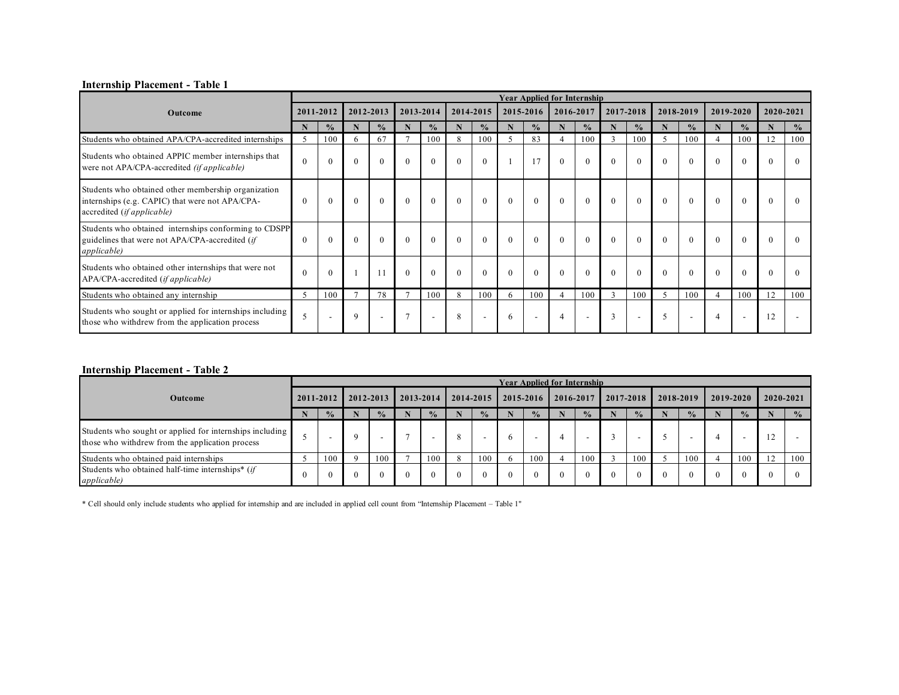**Internship Placement - Table 1**

| Outcome | Year Applied for Internship | | | | | | | | | | | | | | | | | | | |
|---|---|---|---|---|---|---|---|---|---|---|---|---|---|---|---|---|---|---|---|---|
| | 2011-2012 | | 2012-2013 | | 2013-2014 | | 2014-2015 | | 2015-2016 | | 2016-2017 | | 2017-2018 | | 2018-2019 | | 2019-2020 | | 2020-2021 | |
| | N | % | N | % | N | % | N | % | N | % | N | % | N | % | N | % | N | % | N | % |
| Students who obtained APA/CPA-accredited internships | 5 | 100 | 6 | 67 | 7 | 100 | 8 | 100 | 5 | 83 | 4 | 100 | 3 | 100 | 5 | 100 | 4 | 100 | 12 | 100 |
| Students who obtained APPIC member internships that were not APA/CPA-accredited *(if applicable)* | 0 | 0 | 0 | 0 | 0 | 0 | 0 | 0 | 1 | 17 | 0 | 0 | 0 | 0 | 0 | 0 | 0 | 0 | 0 | 0 |
| Students who obtained other membership organization internships (e.g. CAPIC) that were not APA/CPA-accredited (*if applicable)* | 0 | 0 | 0 | 0 | 0 | 0 | 0 | 0 | 0 | 0 | 0 | 0 | 0 | 0 | 0 | 0 | 0 | 0 | 0 | 0 |
| Students who obtained internships conforming to CDSPP guidelines that were not APA/CPA-accredited (*if applicable)* | 0 | 0 | 0 | 0 | 0 | 0 | 0 | 0 | 0 | 0 | 0 | 0 | 0 | 0 | 0 | 0 | 0 | 0 | 0 | 0 |
| Students who obtained other internships that were not APA/CPA-accredited (*if applicable)* | 0 | 0 | 1 | 11 | 0 | 0 | 0 | 0 | 0 | 0 | 0 | 0 | 0 | 0 | 0 | 0 | 0 | 0 | 0 | 0 |
| Students who obtained any internship | 5 | 100 | 7 | 78 | 7 | 100 | 8 | 100 | 6 | 100 | 4 | 100 | 3 | 100 | 5 | 100 | 4 | 100 | 12 | 100 |
| Students who sought or applied for internships including those who withdrew from the application process | 5 | - | 9 | - | 7 | - | 8 | - | 6 | - | 4 | - | 3 | - | 5 | - | 4 | - | 12 | - |

**Internship Placement - Table 2**

| Outcome | Year Applied for Internship | | | | | | | | | | | | | | | | | | | |
|---|---|---|---|---|---|---|---|---|---|---|---|---|---|---|---|---|---|---|---|---|
| | 2011-2012 | | 2012-2013 | | 2013-2014 | | 2014-2015 | | 2015-2016 | | 2016-2017 | | 2017-2018 | | 2018-2019 | | 2019-2020 | | 2020-2021 | |
| | N | % | N | % | N | % | N | % | N | % | N | % | N | % | N | % | N | % | N | % |
| Students who sought or applied for internships including those who withdrew from the application process | 5 | - | 9 | - | 7 | - | 8 | - | 6 | - | 4 | - | 3 | - | 5 | - | 4 | - | 12 | - |
| Students who obtained paid internships | 5 | 100 | 9 | 100 | 7 | 100 | 8 | 100 | 6 | 100 | 4 | 100 | 3 | 100 | 5 | 100 | 4 | 100 | 12 | 100 |
| Students who obtained half-time internships* (*if applicable)* | 0 | 0 | 0 | 0 | 0 | 0 | 0 | 0 | 0 | 0 | 0 | 0 | 0 | 0 | 0 | 0 | 0 | 0 | 0 | 0 |

* Cell should only include students who applied for internship and are included in applied cell count from "Internship Placement – Table 1"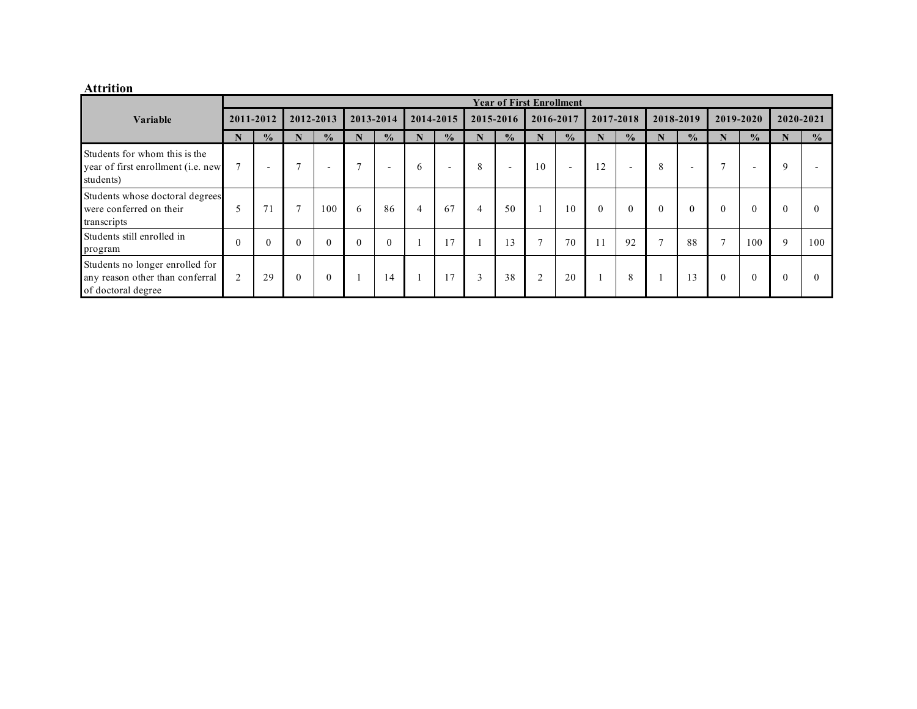## Attrition

| Variable | Year of First Enrollment | | | | | | | | | | | | | | | | | | | |
|---|---|---|---|---|---|---|---|---|---|---|---|---|---|---|---|---|---|---|---|---|
| | 2011-2012 | | 2012-2013 | | 2013-2014 | | 2014-2015 | | 2015-2016 | | 2016-2017 | | 2017-2018 | | 2018-2019 | | 2019-2020 | | 2020-2021 | |
| | N | % | N | % | N | % | N | % | N | % | N | % | N | % | N | % | N | % | N | % |
| Students for whom this is the year of first enrollment (i.e. new students) | 7 | - | 7 | - | 7 | - | 6 | - | 8 | - | 10 | - | 12 | - | 8 | - | 7 | - | 9 | - |
| Students whose doctoral degrees were conferred on their transcripts | 5 | 71 | 7 | 100 | 6 | 86 | 4 | 67 | 4 | 50 | 1 | 10 | 0 | 0 | 0 | 0 | 0 | 0 | 0 | 0 |
| Students still enrolled in program | 0 | 0 | 0 | 0 | 0 | 0 | 1 | 17 | 1 | 13 | 7 | 70 | 11 | 92 | 7 | 88 | 7 | 100 | 9 | 100 |
| Students no longer enrolled for any reason other than conferral of doctoral degree | 2 | 29 | 0 | 0 | 1 | 14 | 1 | 17 | 3 | 38 | 2 | 20 | 1 | 8 | 1 | 13 | 0 | 0 | 0 | 0 |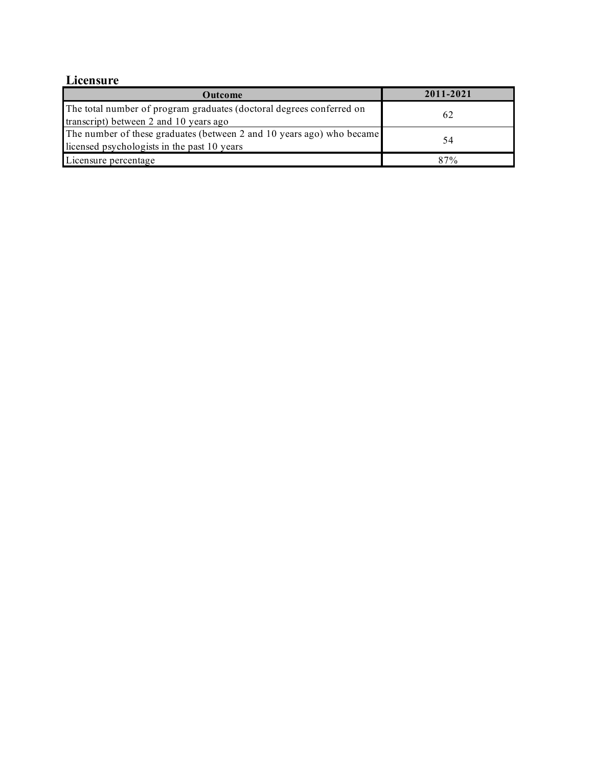## Licensure

| Outcome | 2011-2021 |
|---|---|
| The total number of program graduates (doctoral degrees conferred on transcript) between 2 and 10 years ago | 62 |
| The number of these graduates (between 2 and 10 years ago) who became licensed psychologists in the past 10 years | 54 |
| Licensure percentage | 87% |